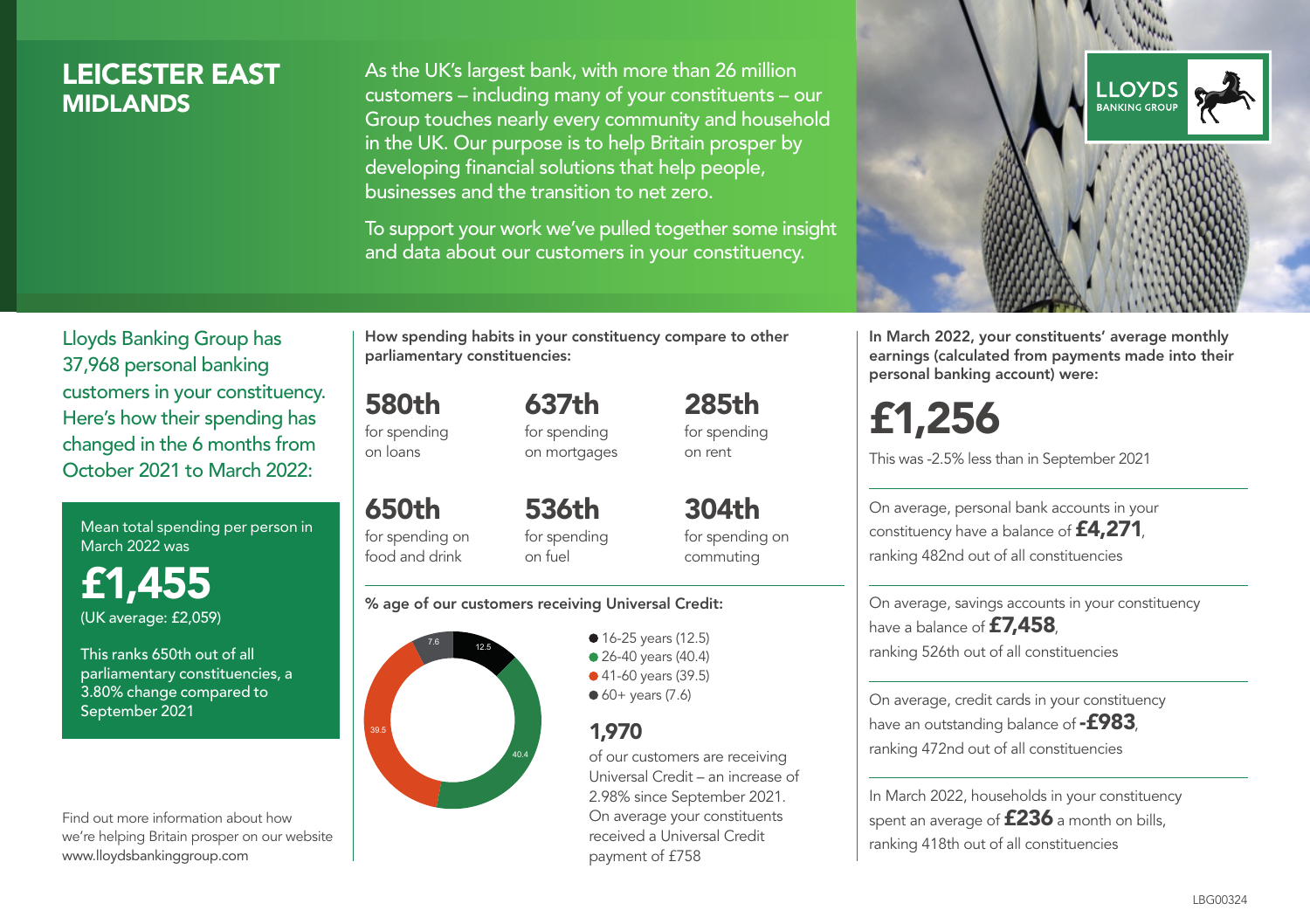# LEICESTER EAST
## MIDLANDS

As the UK's largest bank, with more than 26 million customers – including many of your constituents – our Group touches nearly every community and household in the UK. Our purpose is to help Britain prosper by developing financial solutions that help people, businesses and the transition to net zero.

To support your work we've pulled together some insight and data about our customers in your constituency.

LLOYDS BANKING GROUP

Lloyds Banking Group has 37,968 personal banking customers in your constituency. Here's how their spending has changed in the 6 months from October 2021 to March 2022:

Mean total spending per person in March 2022 was

**£1,455**
(UK average: £2,059)

This ranks 650th out of all parliamentary constituencies, a 3.80% change compared to September 2021

Find out more information about how we're helping Britain prosper on our website www.lloydsbankinggroup.com

**How spending habits in your constituency compare to other parliamentary constituencies:**

**580th** for spending on loans

**637th** for spending on mortgages

**285th** for spending on rent

**650th** for spending on food and drink

**536th** for spending on fuel

**304th** for spending on commuting

**% age of our customers receiving Universal Credit:**

- 16-25 years (12.5)
- 26-40 years (40.4)
- 41-60 years (39.5)
- 60+ years (7.6)

**1,970**
of our customers are receiving Universal Credit – an increase of 2.98% since September 2021. On average your constituents received a Universal Credit payment of £758

**In March 2022, your constituents' average monthly earnings (calculated from payments made into their personal banking account) were:**

**£1,256**
This was -2.5% less than in September 2021

On average, personal bank accounts in your constituency have a balance of **£4,271**, ranking 482nd out of all constituencies

On average, savings accounts in your constituency have a balance of **£7,458**, ranking 526th out of all constituencies

On average, credit cards in your constituency have an outstanding balance of **-£983**, ranking 472nd out of all constituencies

In March 2022, households in your constituency spent an average of **£236** a month on bills, ranking 418th out of all constituencies

LBG00324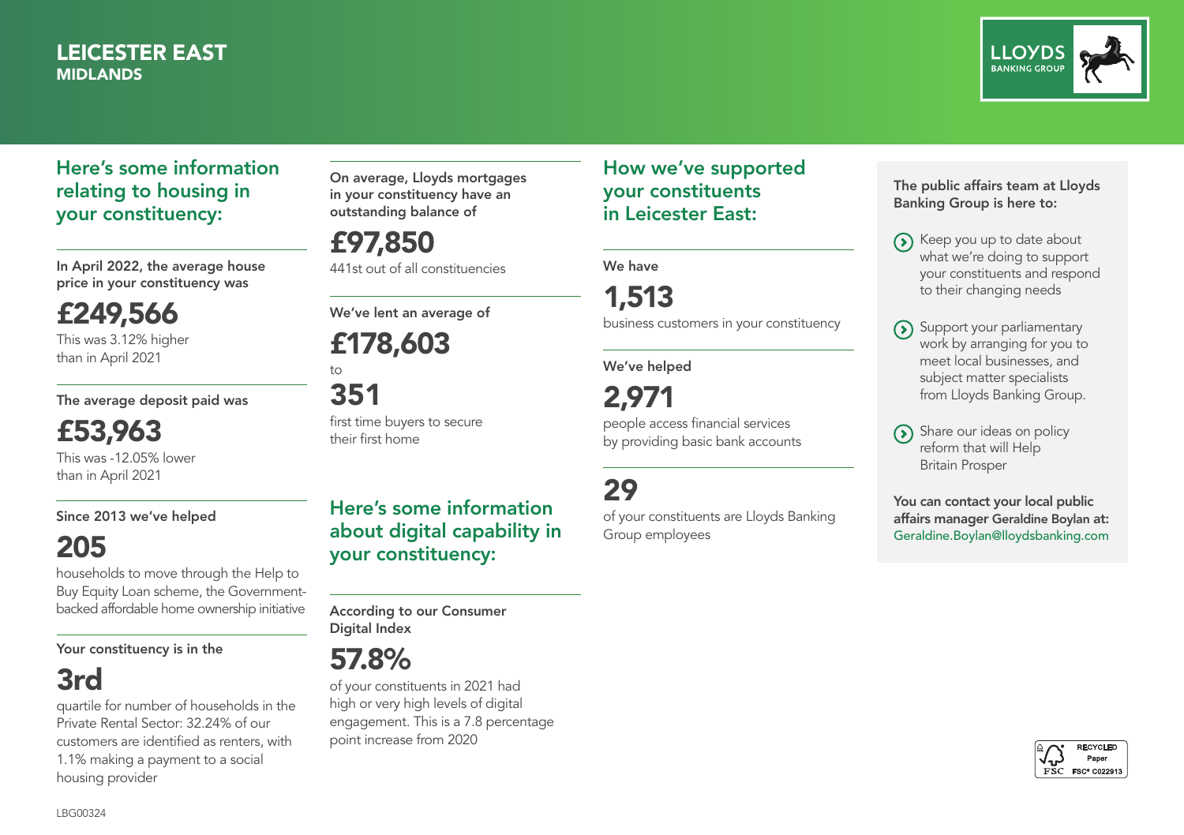# LEICESTER EAST
## MIDLANDS

LLOYDS BANKING GROUP

## Here's some information relating to housing in your constituency:

**In April 2022, the average house price in your constituency was**

**£249,566**

This was 3.12% higher than in April 2021

**The average deposit paid was**

**£53,963**

This was -12.05% lower than in April 2021

**Since 2013 we've helped**

**205**

households to move through the Help to Buy Equity Loan scheme, the Government-backed affordable home ownership initiative

**Your constituency is in the**

**3rd**

quartile for number of households in the Private Rental Sector: 32.24% of our customers are identified as renters, with 1.1% making a payment to a social housing provider

**On average, Lloyds mortgages in your constituency have an outstanding balance of**

**£97,850**

441st out of all constituencies

**We've lent an average of**

**£178,603**

to

**351**

first time buyers to secure their first home

## Here's some information about digital capability in your constituency:

**According to our Consumer Digital Index**

**57.8%**

of your constituents in 2021 had high or very high levels of digital engagement. This is a 7.8 percentage point increase from 2020

## How we've supported your constituents in Leicester East:

**We have**

**1,513**

business customers in your constituency

**We've helped**

**2,971**

people access financial services by providing basic bank accounts

**29**

of your constituents are Lloyds Banking Group employees

**The public affairs team at Lloyds Banking Group is here to:**

- Keep you up to date about what we're doing to support your constituents and respond to their changing needs
- Support your parliamentary work by arranging for you to meet local businesses, and subject matter specialists from Lloyds Banking Group.
- Share our ideas on policy reform that will Help Britain Prosper

**You can contact your local public affairs manager Geraldine Boylan at:**
Geraldine.Boylan@lloydsbanking.com

RECYCLED Paper FSC FSC® C022913

LBG00324